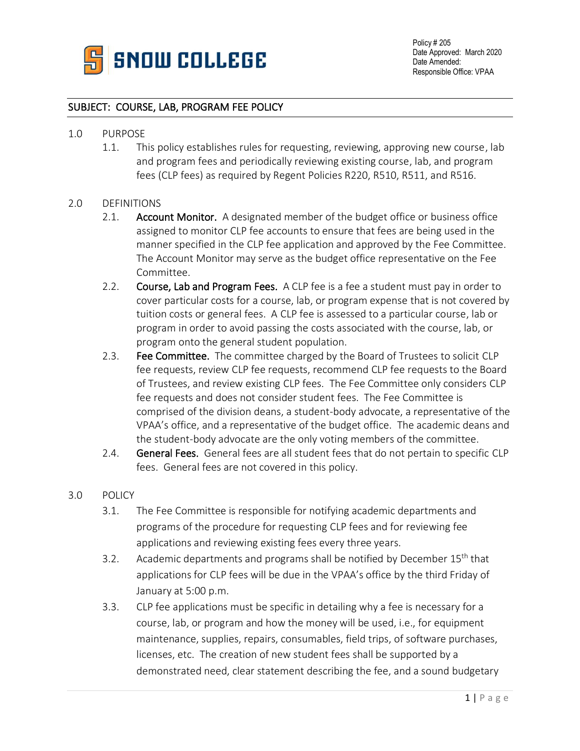Policy # 205
Date Approved: March 2020
Date Amended:
Responsible Office: VPAA

## SUBJECT: COURSE, LAB, PROGRAM FEE POLICY

### 1.0 PURPOSE

1.1. This policy establishes rules for requesting, reviewing, approving new course, lab and program fees and periodically reviewing existing course, lab, and program fees (CLP fees) as required by Regent Policies R220, R510, R511, and R516.

### 2.0 DEFINITIONS

2.1. **Account Monitor.** A designated member of the budget office or business office assigned to monitor CLP fee accounts to ensure that fees are being used in the manner specified in the CLP fee application and approved by the Fee Committee. The Account Monitor may serve as the budget office representative on the Fee Committee.

2.2. **Course, Lab and Program Fees.** A CLP fee is a fee a student must pay in order to cover particular costs for a course, lab, or program expense that is not covered by tuition costs or general fees. A CLP fee is assessed to a particular course, lab or program in order to avoid passing the costs associated with the course, lab, or program onto the general student population.

2.3. **Fee Committee.** The committee charged by the Board of Trustees to solicit CLP fee requests, review CLP fee requests, recommend CLP fee requests to the Board of Trustees, and review existing CLP fees. The Fee Committee only considers CLP fee requests and does not consider student fees. The Fee Committee is comprised of the division deans, a student-body advocate, a representative of the VPAA's office, and a representative of the budget office. The academic deans and the student-body advocate are the only voting members of the committee.

2.4. **General Fees.** General fees are all student fees that do not pertain to specific CLP fees. General fees are not covered in this policy.

### 3.0 POLICY

3.1. The Fee Committee is responsible for notifying academic departments and programs of the procedure for requesting CLP fees and for reviewing fee applications and reviewing existing fees every three years.

3.2. Academic departments and programs shall be notified by December 15th that applications for CLP fees will be due in the VPAA's office by the third Friday of January at 5:00 p.m.

3.3. CLP fee applications must be specific in detailing why a fee is necessary for a course, lab, or program and how the money will be used, i.e., for equipment maintenance, supplies, repairs, consumables, field trips, of software purchases, licenses, etc. The creation of new student fees shall be supported by a demonstrated need, clear statement describing the fee, and a sound budgetary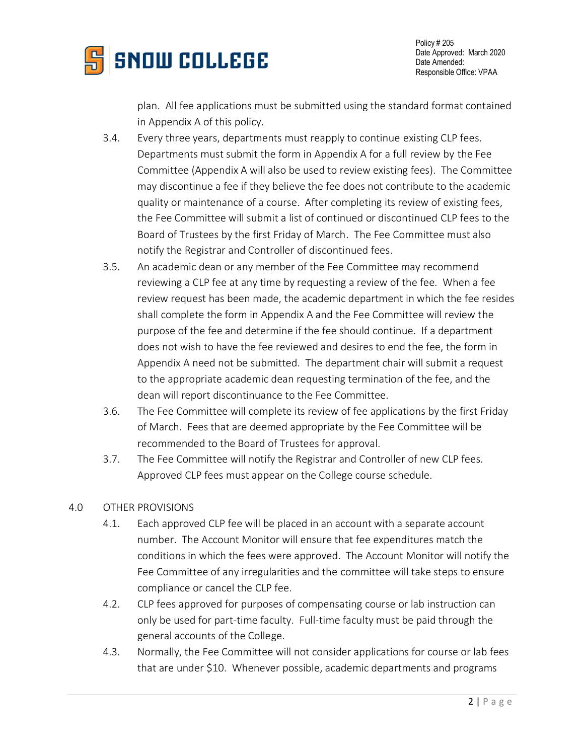plan. All fee applications must be submitted using the standard format contained in Appendix A of this policy.

3.4. Every three years, departments must reapply to continue existing CLP fees. Departments must submit the form in Appendix A for a full review by the Fee Committee (Appendix A will also be used to review existing fees). The Committee may discontinue a fee if they believe the fee does not contribute to the academic quality or maintenance of a course. After completing its review of existing fees, the Fee Committee will submit a list of continued or discontinued CLP fees to the Board of Trustees by the first Friday of March. The Fee Committee must also notify the Registrar and Controller of discontinued fees.

3.5. An academic dean or any member of the Fee Committee may recommend reviewing a CLP fee at any time by requesting a review of the fee. When a fee review request has been made, the academic department in which the fee resides shall complete the form in Appendix A and the Fee Committee will review the purpose of the fee and determine if the fee should continue. If a department does not wish to have the fee reviewed and desires to end the fee, the form in Appendix A need not be submitted. The department chair will submit a request to the appropriate academic dean requesting termination of the fee, and the dean will report discontinuance to the Fee Committee.

3.6. The Fee Committee will complete its review of fee applications by the first Friday of March. Fees that are deemed appropriate by the Fee Committee will be recommended to the Board of Trustees for approval.

3.7. The Fee Committee will notify the Registrar and Controller of new CLP fees. Approved CLP fees must appear on the College course schedule.

## 4.0 OTHER PROVISIONS

4.1. Each approved CLP fee will be placed in an account with a separate account number. The Account Monitor will ensure that fee expenditures match the conditions in which the fees were approved. The Account Monitor will notify the Fee Committee of any irregularities and the committee will take steps to ensure compliance or cancel the CLP fee.

4.2. CLP fees approved for purposes of compensating course or lab instruction can only be used for part-time faculty. Full-time faculty must be paid through the general accounts of the College.

4.3. Normally, the Fee Committee will not consider applications for course or lab fees that are under $10. Whenever possible, academic departments and programs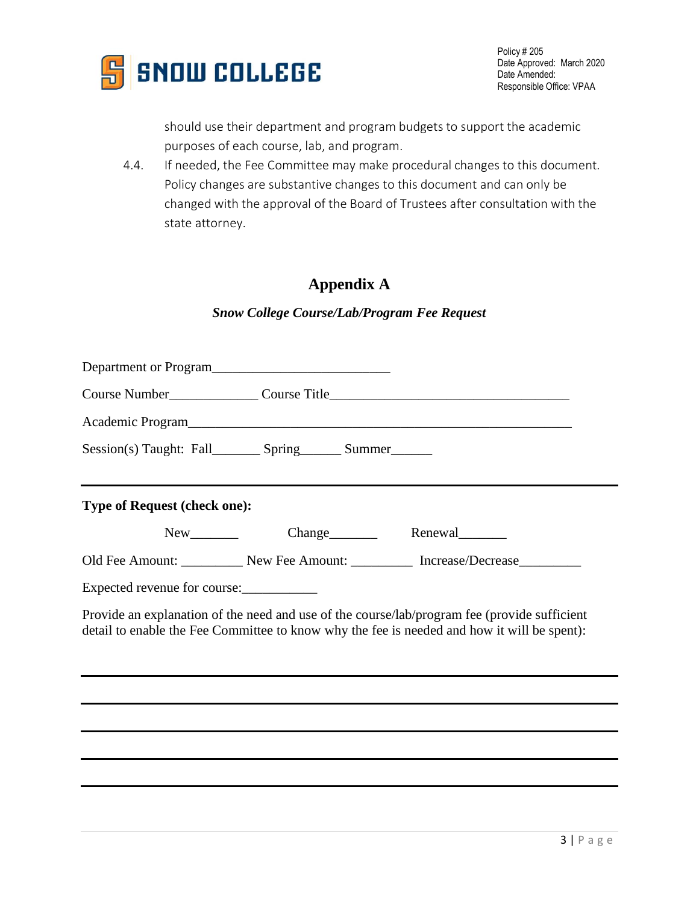should use their department and program budgets to support the academic purposes of each course, lab, and program.

4.4. If needed, the Fee Committee may make procedural changes to this document. Policy changes are substantive changes to this document and can only be changed with the approval of the Board of Trustees after consultation with the state attorney.

## Appendix A

***Snow College Course/Lab/Program Fee Request***

Department or Program__________________________

Course Number_____________ Course Title___________________________________

Academic Program________________________________________________________

Session(s) Taught: Fall_______ Spring______ Summer______

---

**Type of Request (check one):**

New_______ Change_______ Renewal_______

Old Fee Amount: _________ New Fee Amount: _________ Increase/Decrease_________

Expected revenue for course:___________

Provide an explanation of the need and use of the course/lab/program fee (provide sufficient detail to enable the Fee Committee to know why the fee is needed and how it will be spent):

---

---

---

---

---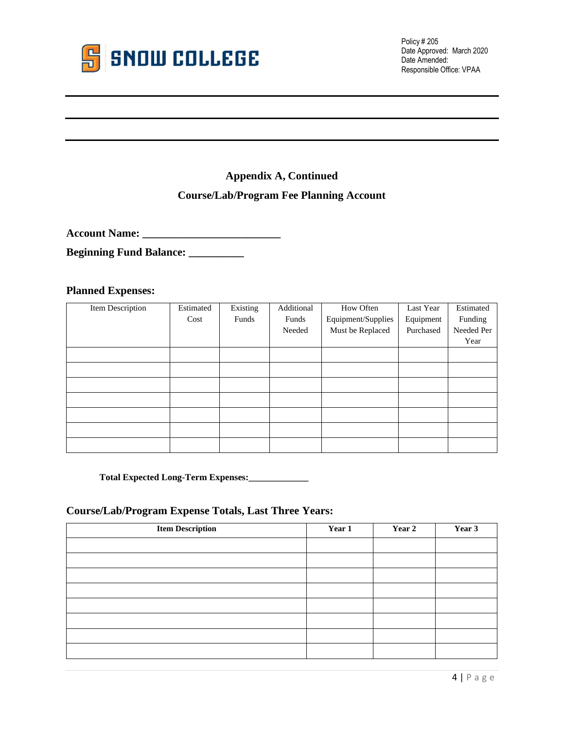## Appendix A, Continued

## Course/Lab/Program Fee Planning Account

**Account Name: _________________________**

**Beginning Fund Balance: __________**

### Planned Expenses:

| Item Description | Estimated Cost | Existing Funds | Additional Funds Needed | How Often Equipment/Supplies Must be Replaced | Last Year Equipment Purchased | Estimated Funding Needed Per Year |
|---|---|---|---|---|---|---|
| | | | | | | |
| | | | | | | |
| | | | | | | |
| | | | | | | |
| | | | | | | |
| | | | | | | |
| | | | | | | |

**Total Expected Long-Term Expenses:_____________**

### Course/Lab/Program Expense Totals, Last Three Years:

| Item Description | Year 1 | Year 2 | Year 3 |
|---|---|---|---|
| | | | |
| | | | |
| | | | |
| | | | |
| | | | |
| | | | |
| | | | |
| | | | |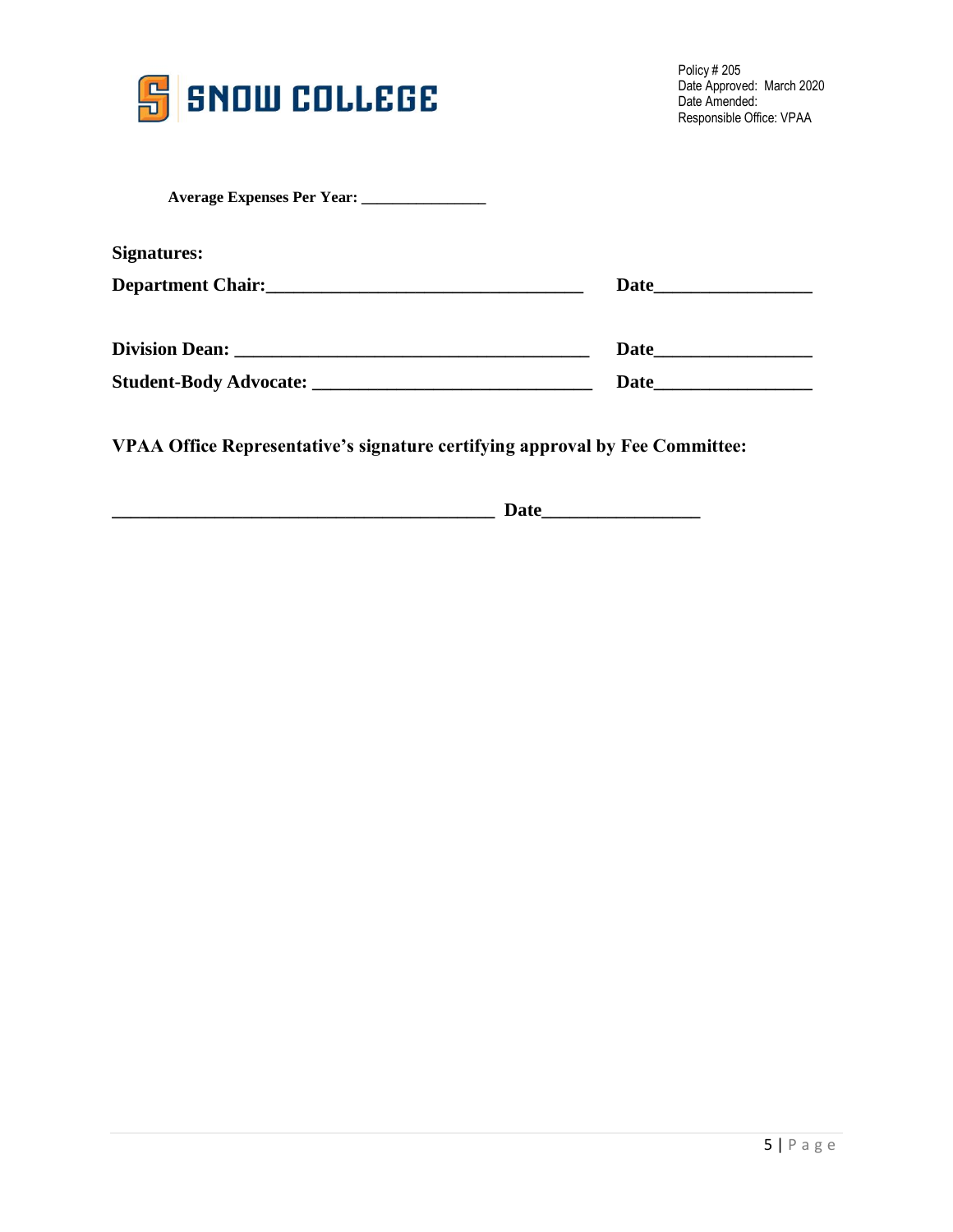**Average Expenses Per Year:** _______________

**Signatures:**

**Department Chair:**_________________________________ **Date**________________

**Division Dean:** ______________________________________ **Date**________________

**Student-Body Advocate:** ______________________________ **Date**________________

**VPAA Office Representative's signature certifying approval by Fee Committee:**

________________________________________ **Date**________________